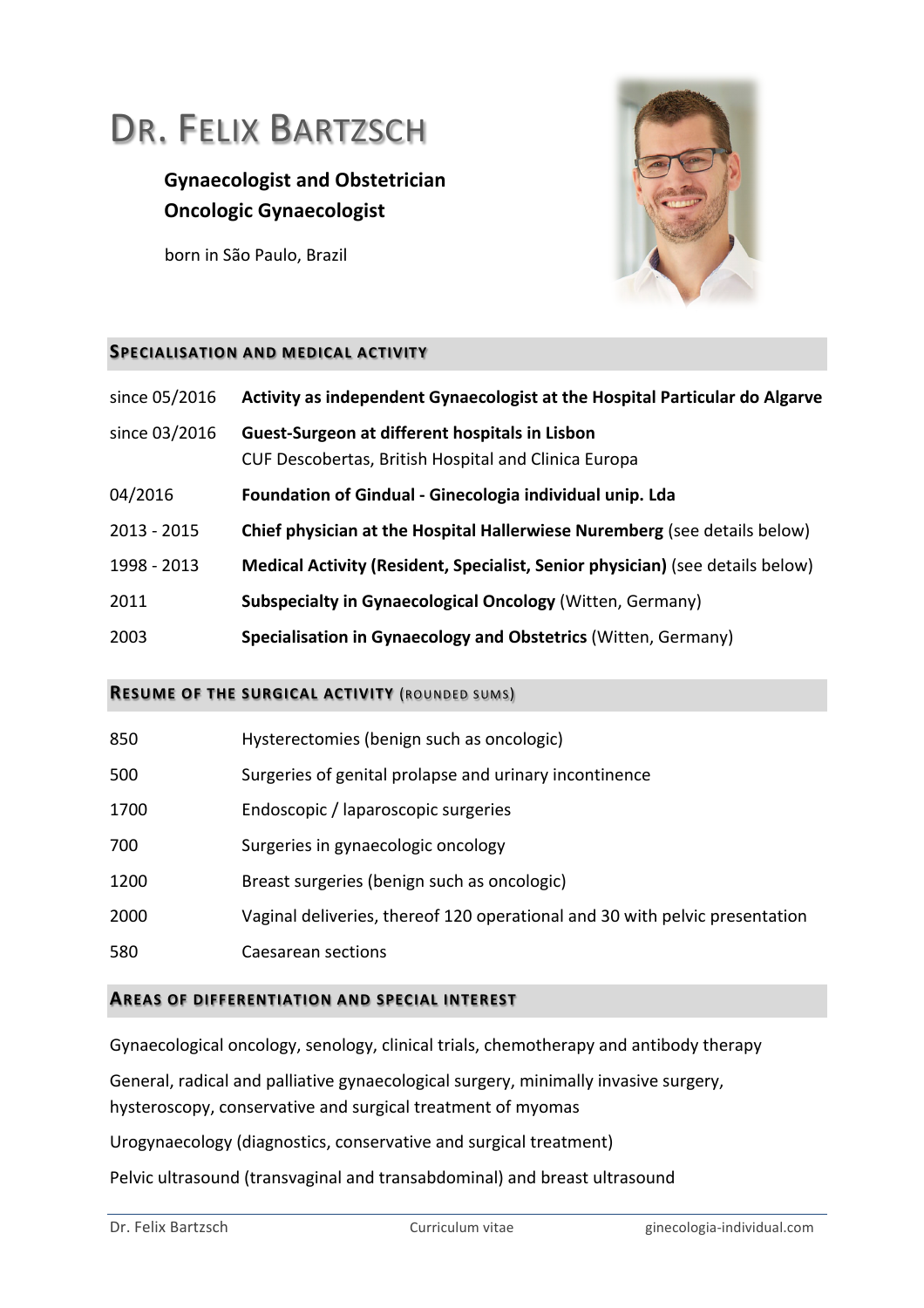# Dr. Felix Bartzsch

**Gynaecologist and Obstetrician**
**Oncologic Gynaecologist**

born in São Paulo, Brazil

## Specialisation and Medical Activity

| | |
|---|---|
| since 05/2016 | **Activity as independent Gynaecologist at the Hospital Particular do Algarve** |
| since 03/2016 | **Guest-Surgeon at different hospitals in Lisbon**<br>CUF Descobertas, British Hospital and Clinica Europa |
| 04/2016 | **Foundation of Gindual - Ginecologia individual unip. Lda** |
| 2013 - 2015 | **Chief physician at the Hospital Hallerwiese Nuremberg** (see details below) |
| 1998 - 2013 | **Medical Activity (Resident, Specialist, Senior physician)** (see details below) |
| 2011 | **Subspecialty in Gynaecological Oncology** (Witten, Germany) |
| 2003 | **Specialisation in Gynaecology and Obstetrics** (Witten, Germany) |

## Resume of the Surgical Activity (rounded sums)

| | |
|---|---|
| 850 | Hysterectomies (benign such as oncologic) |
| 500 | Surgeries of genital prolapse and urinary incontinence |
| 1700 | Endoscopic / laparoscopic surgeries |
| 700 | Surgeries in gynaecologic oncology |
| 1200 | Breast surgeries (benign such as oncologic) |
| 2000 | Vaginal deliveries, thereof 120 operational and 30 with pelvic presentation |
| 580 | Caesarean sections |

## Areas of Differentiation and Special Interest

Gynaecological oncology, senology, clinical trials, chemotherapy and antibody therapy

General, radical and palliative gynaecological surgery, minimally invasive surgery, hysteroscopy, conservative and surgical treatment of myomas

Urogynaecology (diagnostics, conservative and surgical treatment)

Pelvic ultrasound (transvaginal and transabdominal) and breast ultrasound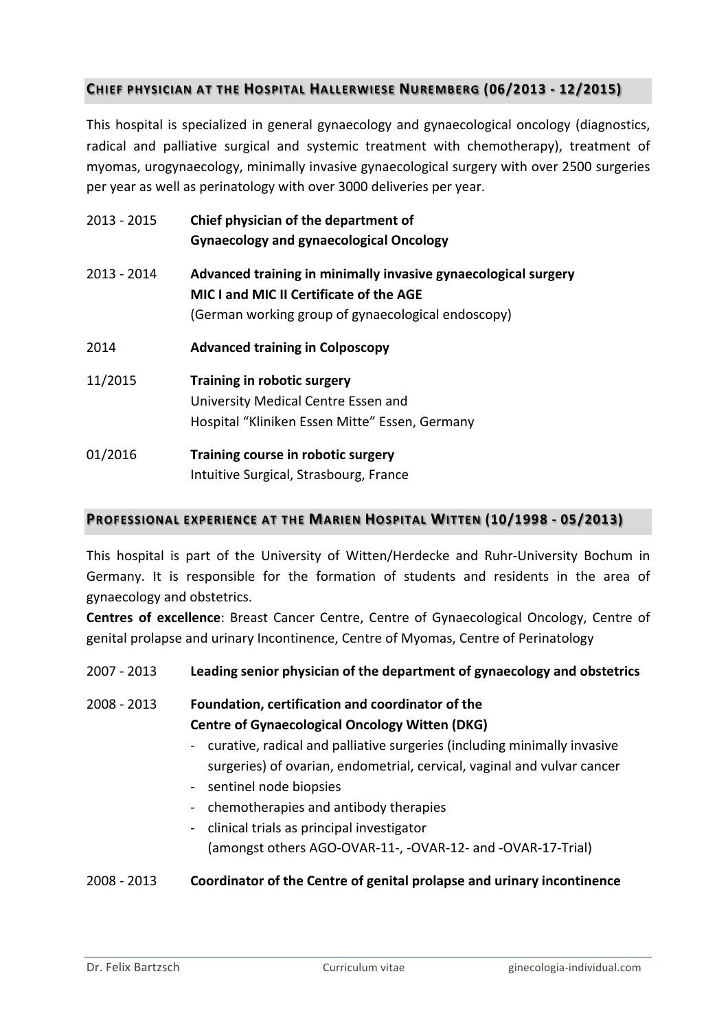## Chief physician at the Hospital Hallerwiese Nuremberg (06/2013 - 12/2015)

This hospital is specialized in general gynaecology and gynaecological oncology (diagnostics, radical and palliative surgical and systemic treatment with chemotherapy), treatment of myomas, urogynaecology, minimally invasive gynaecological surgery with over 2500 surgeries per year as well as perinatology with over 3000 deliveries per year.

2013 - 2015 **Chief physician of the department of Gynaecology and gynaecological Oncology**

2013 - 2014 **Advanced training in minimally invasive gynaecological surgery MIC I and MIC II Certificate of the AGE**
(German working group of gynaecological endoscopy)

2014 **Advanced training in Colposcopy**

11/2015 **Training in robotic surgery**
University Medical Centre Essen and
Hospital "Kliniken Essen Mitte" Essen, Germany

01/2016 **Training course in robotic surgery**
Intuitive Surgical, Strasbourg, France

## Professional experience at the Marien Hospital Witten (10/1998 - 05/2013)

This hospital is part of the University of Witten/Herdecke and Ruhr-University Bochum in Germany. It is responsible for the formation of students and residents in the area of gynaecology and obstetrics.

**Centres of excellence**: Breast Cancer Centre, Centre of Gynaecological Oncology, Centre of genital prolapse and urinary Incontinence, Centre of Myomas, Centre of Perinatology

2007 - 2013 **Leading senior physician of the department of gynaecology and obstetrics**

2008 - 2013 **Foundation, certification and coordinator of the Centre of Gynaecological Oncology Witten (DKG)**

- curative, radical and palliative surgeries (including minimally invasive surgeries) of ovarian, endometrial, cervical, vaginal and vulvar cancer
- sentinel node biopsies
- chemotherapies and antibody therapies
- clinical trials as principal investigator (amongst others AGO-OVAR-11-, -OVAR-12- and -OVAR-17-Trial)

2008 - 2013 **Coordinator of the Centre of genital prolapse and urinary incontinence**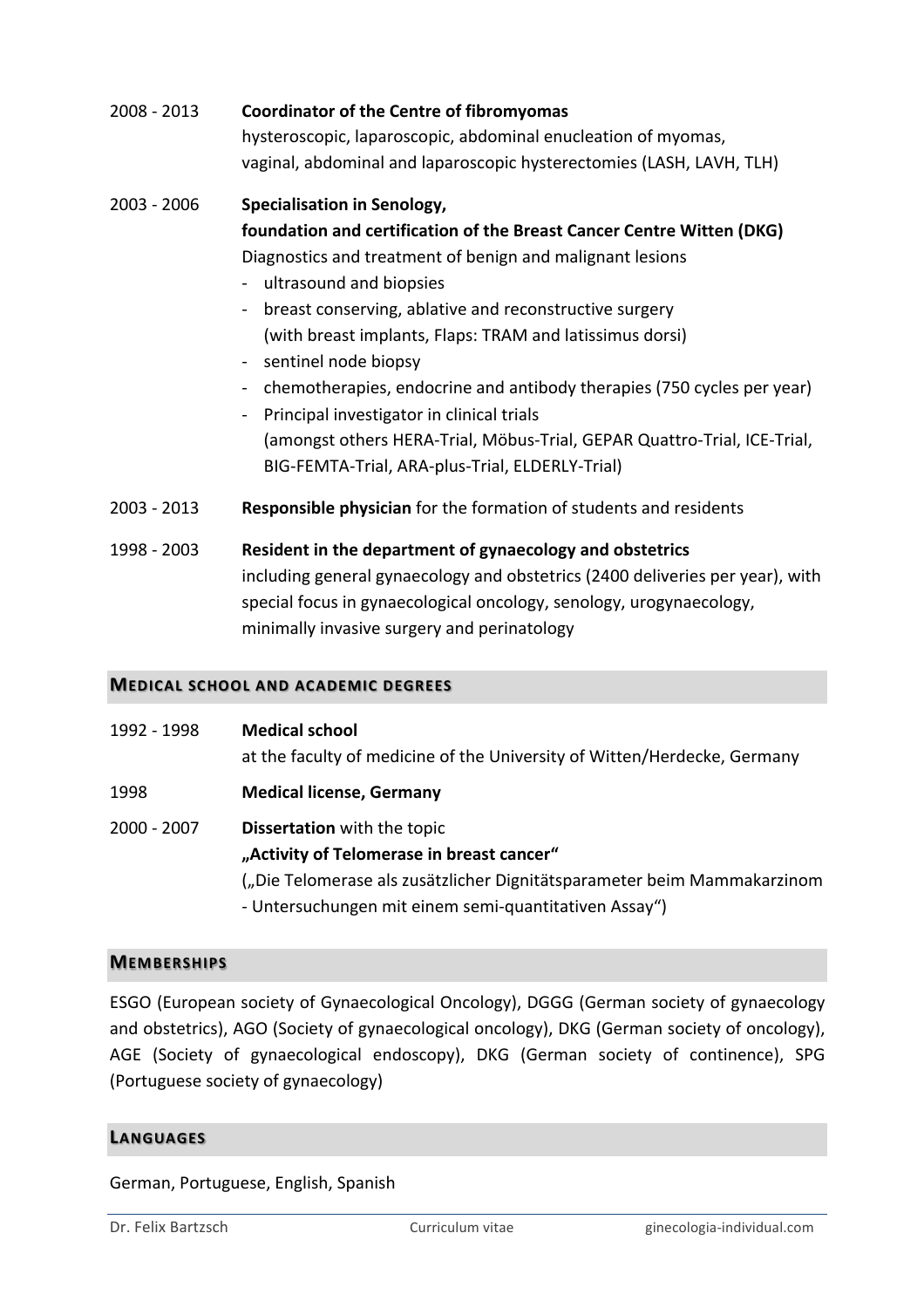2008 - 2013 **Coordinator of the Centre of fibromyomas**
hysteroscopic, laparoscopic, abdominal enucleation of myomas,
vaginal, abdominal and laparoscopic hysterectomies (LASH, LAVH, TLH)

2003 - 2006 **Specialisation in Senology,**
**foundation and certification of the Breast Cancer Centre Witten (DKG)**
Diagnostics and treatment of benign and malignant lesions

- ultrasound and biopsies
- breast conserving, ablative and reconstructive surgery
  (with breast implants, Flaps: TRAM and latissimus dorsi)
- sentinel node biopsy
- chemotherapies, endocrine and antibody therapies (750 cycles per year)
- Principal investigator in clinical trials
  (amongst others HERA-Trial, Möbus-Trial, GEPAR Quattro-Trial, ICE-Trial, BIG-FEMTA-Trial, ARA-plus-Trial, ELDERLY-Trial)

2003 - 2013 **Responsible physician** for the formation of students and residents

1998 - 2003 **Resident in the department of gynaecology and obstetrics**
including general gynaecology and obstetrics (2400 deliveries per year), with special focus in gynaecological oncology, senology, urogynaecology, minimally invasive surgery and perinatology

## MEDICAL SCHOOL AND ACADEMIC DEGREES

1992 - 1998 **Medical school**
at the faculty of medicine of the University of Witten/Herdecke, Germany

1998 **Medical license, Germany**

2000 - 2007 **Dissertation** with the topic
**„Activity of Telomerase in breast cancer“**
(„Die Telomerase als zusätzlicher Dignitätsparameter beim Mammakarzinom - Untersuchungen mit einem semi-quantitativen Assay“)

## MEMBERSHIPS

ESGO (European society of Gynaecological Oncology), DGGG (German society of gynaecology and obstetrics), AGO (Society of gynaecological oncology), DKG (German society of oncology), AGE (Society of gynaecological endoscopy), DKG (German society of continence), SPG (Portuguese society of gynaecology)

## LANGUAGES

German, Portuguese, English, Spanish